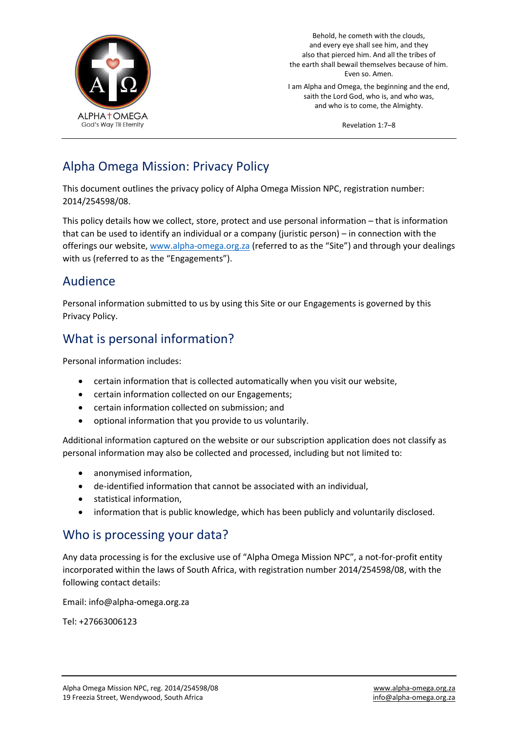ALPHA†OMEGA
God's Way Till Eternity

Behold, he cometh with the clouds,
and every eye shall see him, and they
also that pierced him. And all the tribes of
the earth shall bewail themselves because of him.
Even so. Amen.

I am Alpha and Omega, the beginning and the end,
saith the Lord God, who is, and who was,
and who is to come, the Almighty.

Revelation 1:7–8

# Alpha Omega Mission: Privacy Policy

This document outlines the privacy policy of Alpha Omega Mission NPC, registration number: 2014/254598/08.

This policy details how we collect, store, protect and use personal information – that is information that can be used to identify an individual or a company (juristic person) – in connection with the offerings our website, www.alpha-omega.org.za (referred to as the "Site") and through your dealings with us (referred to as the "Engagements").

## Audience

Personal information submitted to us by using this Site or our Engagements is governed by this Privacy Policy.

## What is personal information?

Personal information includes:

- certain information that is collected automatically when you visit our website,
- certain information collected on our Engagements;
- certain information collected on submission; and
- optional information that you provide to us voluntarily.

Additional information captured on the website or our subscription application does not classify as personal information may also be collected and processed, including but not limited to:

- anonymised information,
- de-identified information that cannot be associated with an individual,
- statistical information,
- information that is public knowledge, which has been publicly and voluntarily disclosed.

## Who is processing your data?

Any data processing is for the exclusive use of "Alpha Omega Mission NPC", a not-for-profit entity incorporated within the laws of South Africa, with registration number 2014/254598/08, with the following contact details:

Email: info@alpha-omega.org.za

Tel: +27663006123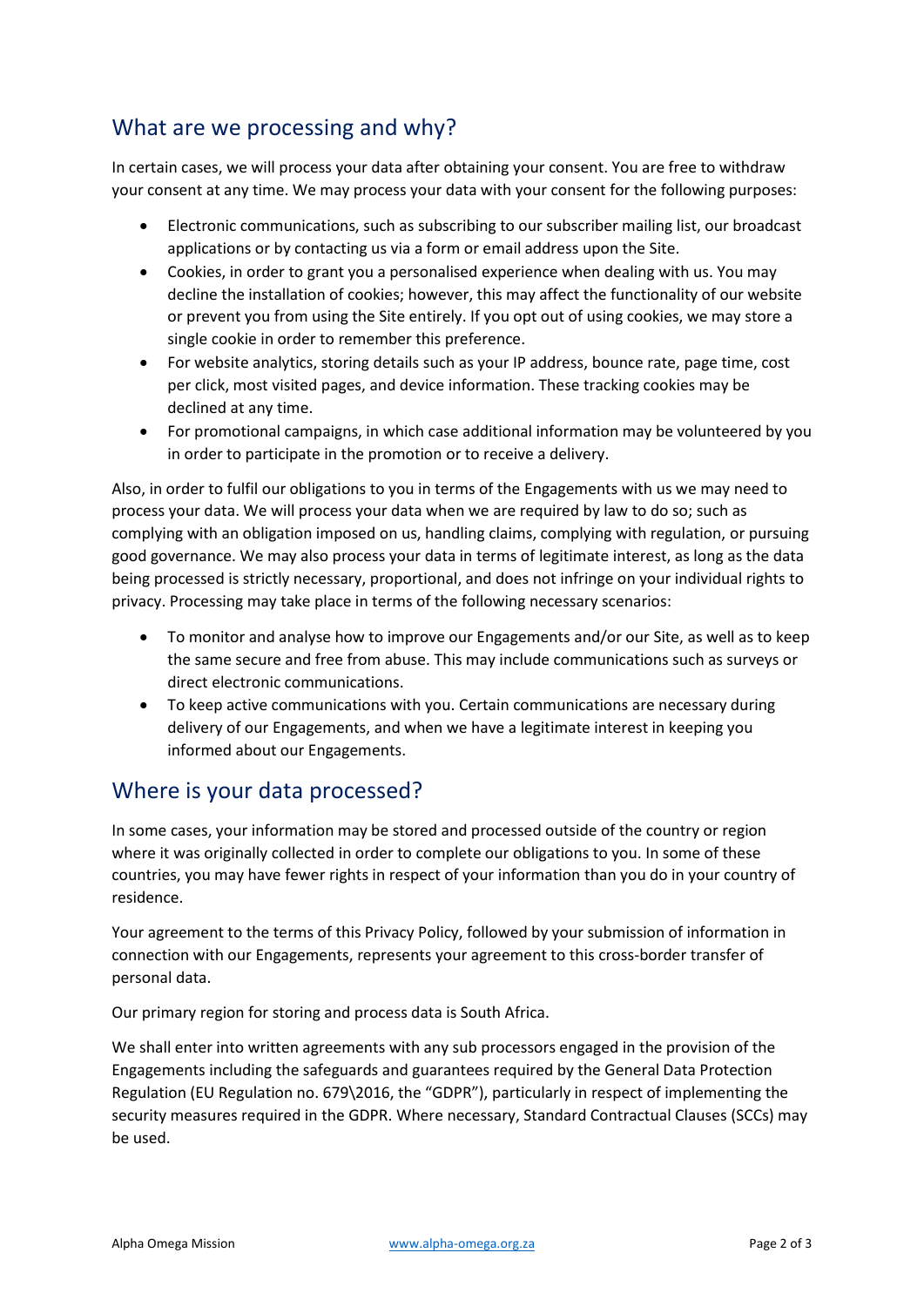## What are we processing and why?

In certain cases, we will process your data after obtaining your consent. You are free to withdraw your consent at any time. We may process your data with your consent for the following purposes:

- Electronic communications, such as subscribing to our subscriber mailing list, our broadcast applications or by contacting us via a form or email address upon the Site.
- Cookies, in order to grant you a personalised experience when dealing with us. You may decline the installation of cookies; however, this may affect the functionality of our website or prevent you from using the Site entirely. If you opt out of using cookies, we may store a single cookie in order to remember this preference.
- For website analytics, storing details such as your IP address, bounce rate, page time, cost per click, most visited pages, and device information. These tracking cookies may be declined at any time.
- For promotional campaigns, in which case additional information may be volunteered by you in order to participate in the promotion or to receive a delivery.

Also, in order to fulfil our obligations to you in terms of the Engagements with us we may need to process your data. We will process your data when we are required by law to do so; such as complying with an obligation imposed on us, handling claims, complying with regulation, or pursuing good governance. We may also process your data in terms of legitimate interest, as long as the data being processed is strictly necessary, proportional, and does not infringe on your individual rights to privacy. Processing may take place in terms of the following necessary scenarios:

- To monitor and analyse how to improve our Engagements and/or our Site, as well as to keep the same secure and free from abuse. This may include communications such as surveys or direct electronic communications.
- To keep active communications with you. Certain communications are necessary during delivery of our Engagements, and when we have a legitimate interest in keeping you informed about our Engagements.

## Where is your data processed?

In some cases, your information may be stored and processed outside of the country or region where it was originally collected in order to complete our obligations to you. In some of these countries, you may have fewer rights in respect of your information than you do in your country of residence.

Your agreement to the terms of this Privacy Policy, followed by your submission of information in connection with our Engagements, represents your agreement to this cross-border transfer of personal data.

Our primary region for storing and process data is South Africa.

We shall enter into written agreements with any sub processors engaged in the provision of the Engagements including the safeguards and guarantees required by the General Data Protection Regulation (EU Regulation no. 679\2016, the "GDPR"), particularly in respect of implementing the security measures required in the GDPR. Where necessary, Standard Contractual Clauses (SCCs) may be used.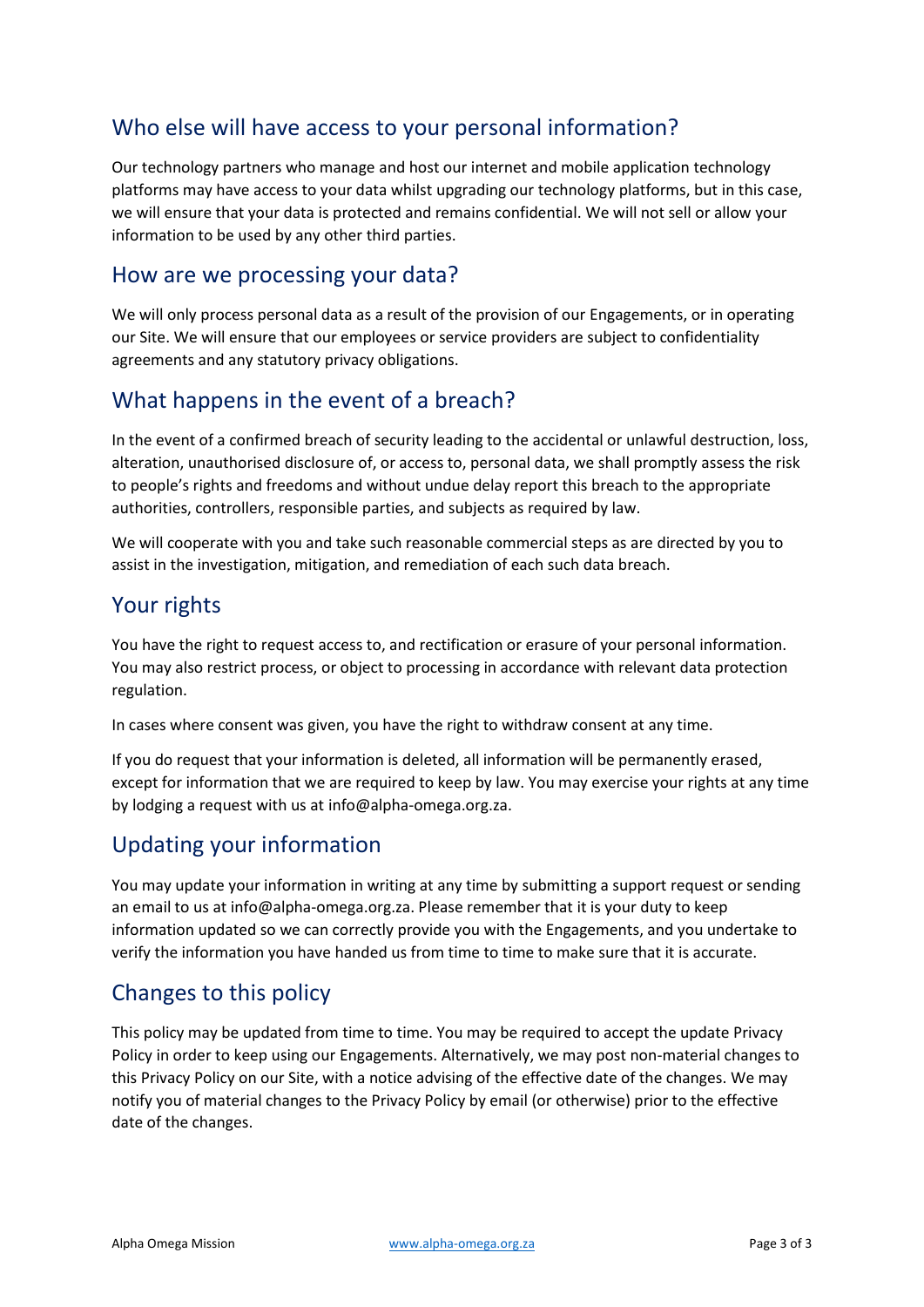## Who else will have access to your personal information?

Our technology partners who manage and host our internet and mobile application technology platforms may have access to your data whilst upgrading our technology platforms, but in this case, we will ensure that your data is protected and remains confidential. We will not sell or allow your information to be used by any other third parties.

## How are we processing your data?

We will only process personal data as a result of the provision of our Engagements, or in operating our Site. We will ensure that our employees or service providers are subject to confidentiality agreements and any statutory privacy obligations.

## What happens in the event of a breach?

In the event of a confirmed breach of security leading to the accidental or unlawful destruction, loss, alteration, unauthorised disclosure of, or access to, personal data, we shall promptly assess the risk to people's rights and freedoms and without undue delay report this breach to the appropriate authorities, controllers, responsible parties, and subjects as required by law.

We will cooperate with you and take such reasonable commercial steps as are directed by you to assist in the investigation, mitigation, and remediation of each such data breach.

## Your rights

You have the right to request access to, and rectification or erasure of your personal information. You may also restrict process, or object to processing in accordance with relevant data protection regulation.

In cases where consent was given, you have the right to withdraw consent at any time.

If you do request that your information is deleted, all information will be permanently erased, except for information that we are required to keep by law. You may exercise your rights at any time by lodging a request with us at info@alpha-omega.org.za.

## Updating your information

You may update your information in writing at any time by submitting a support request or sending an email to us at info@alpha-omega.org.za. Please remember that it is your duty to keep information updated so we can correctly provide you with the Engagements, and you undertake to verify the information you have handed us from time to time to make sure that it is accurate.

## Changes to this policy

This policy may be updated from time to time. You may be required to accept the update Privacy Policy in order to keep using our Engagements. Alternatively, we may post non-material changes to this Privacy Policy on our Site, with a notice advising of the effective date of the changes. We may notify you of material changes to the Privacy Policy by email (or otherwise) prior to the effective date of the changes.